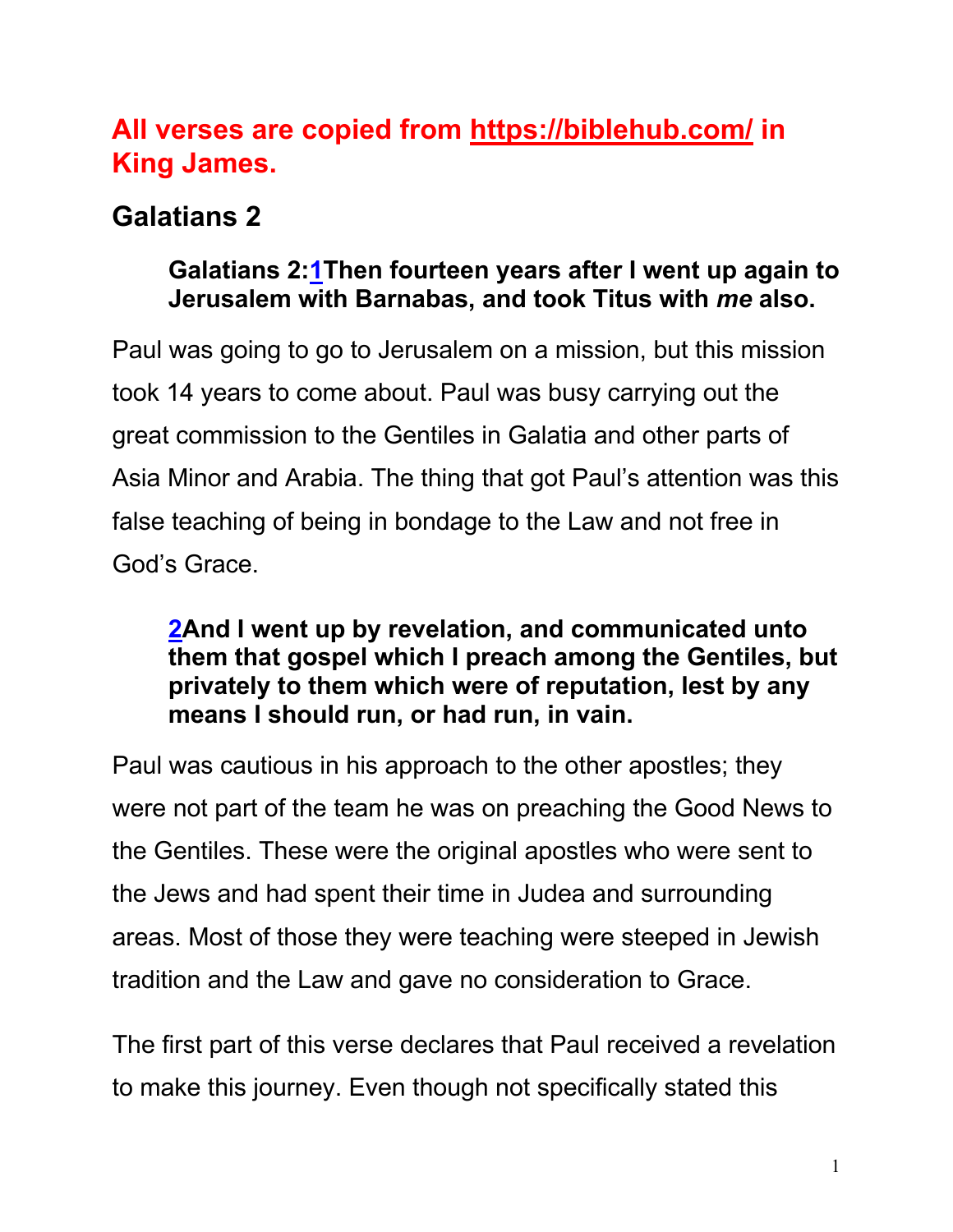**All verses are copied from [https://biblehub.com/](https://biblehub.com/) in King James.**

## Galatians 2

> **Galatians 2:[1](#)Then fourteen years after I went up again to Jerusalem with Barnabas, and took Titus with *me* also.**

Paul was going to go to Jerusalem on a mission, but this mission took 14 years to come about. Paul was busy carrying out the great commission to the Gentiles in Galatia and other parts of Asia Minor and Arabia. The thing that got Paul's attention was this false teaching of being in bondage to the Law and not free in God's Grace.

> **[2](#)And I went up by revelation, and communicated unto them that gospel which I preach among the Gentiles, but privately to them which were of reputation, lest by any means I should run, or had run, in vain.**

Paul was cautious in his approach to the other apostles; they were not part of the team he was on preaching the Good News to the Gentiles. These were the original apostles who were sent to the Jews and had spent their time in Judea and surrounding areas. Most of those they were teaching were steeped in Jewish tradition and the Law and gave no consideration to Grace.

The first part of this verse declares that Paul received a revelation to make this journey. Even though not specifically stated this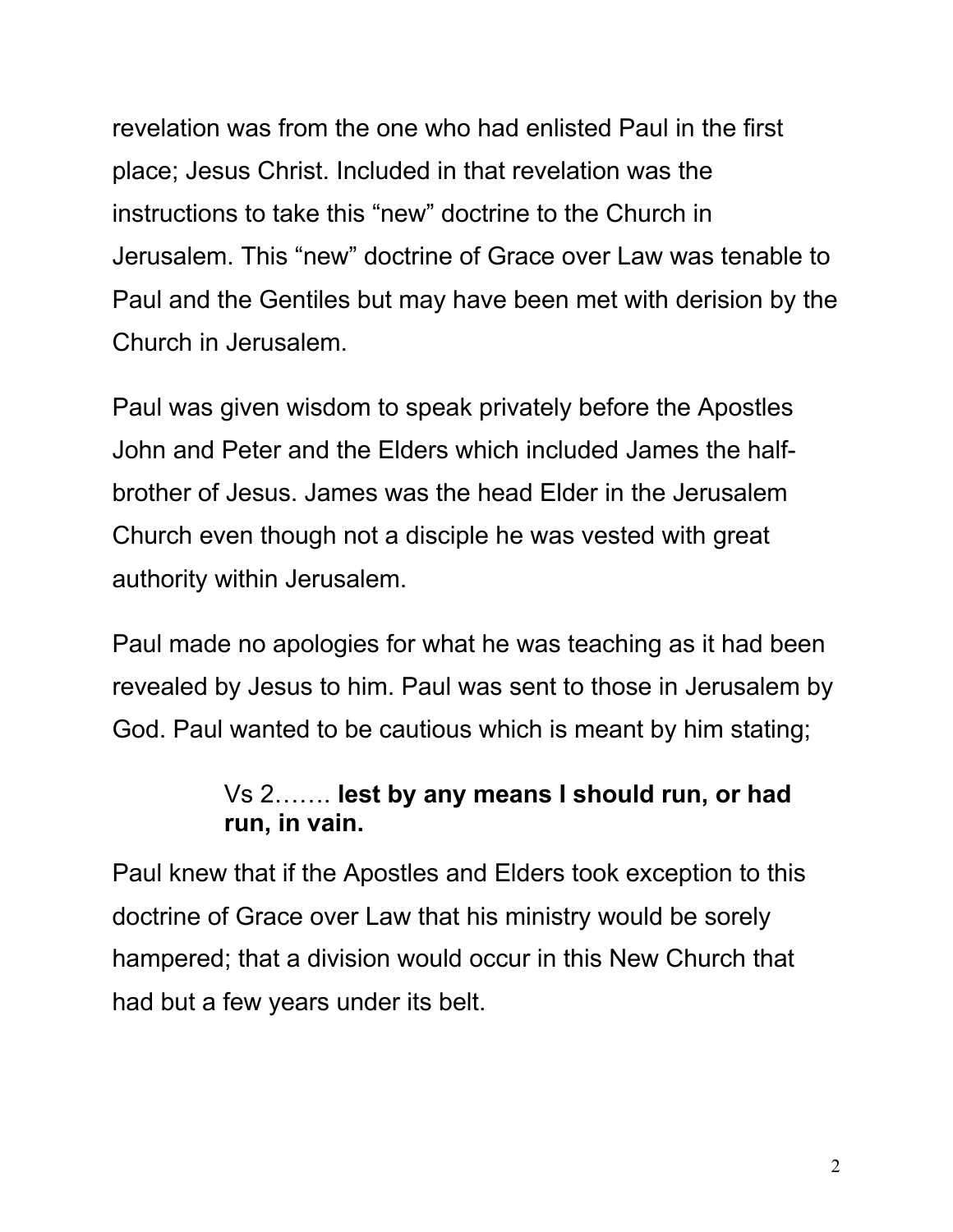revelation was from the one who had enlisted Paul in the first place; Jesus Christ. Included in that revelation was the instructions to take this “new” doctrine to the Church in Jerusalem. This “new” doctrine of Grace over Law was tenable to Paul and the Gentiles but may have been met with derision by the Church in Jerusalem.

Paul was given wisdom to speak privately before the Apostles John and Peter and the Elders which included James the half-brother of Jesus. James was the head Elder in the Jerusalem Church even though not a disciple he was vested with great authority within Jerusalem.

Paul made no apologies for what he was teaching as it had been revealed by Jesus to him. Paul was sent to those in Jerusalem by God. Paul wanted to be cautious which is meant by him stating;

> Vs 2……. **lest by any means I should run, or had run, in vain.**

Paul knew that if the Apostles and Elders took exception to this doctrine of Grace over Law that his ministry would be sorely hampered; that a division would occur in this New Church that had but a few years under its belt.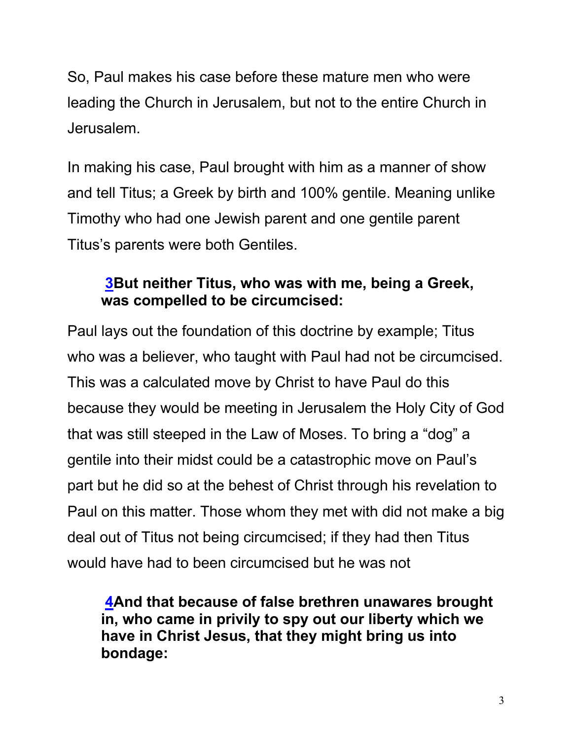So, Paul makes his case before these mature men who were leading the Church in Jerusalem, but not to the entire Church in Jerusalem.

In making his case, Paul brought with him as a manner of show and tell Titus; a Greek by birth and 100% gentile. Meaning unlike Timothy who had one Jewish parent and one gentile parent Titus's parents were both Gentiles.

> **3But neither Titus, who was with me, being a Greek, was compelled to be circumcised:**

Paul lays out the foundation of this doctrine by example; Titus who was a believer, who taught with Paul had not be circumcised. This was a calculated move by Christ to have Paul do this because they would be meeting in Jerusalem the Holy City of God that was still steeped in the Law of Moses. To bring a "dog" a gentile into their midst could be a catastrophic move on Paul's part but he did so at the behest of Christ through his revelation to Paul on this matter. Those whom they met with did not make a big deal out of Titus not being circumcised; if they had then Titus would have had to been circumcised but he was not

> **4And that because of false brethren unawares brought in, who came in privily to spy out our liberty which we have in Christ Jesus, that they might bring us into bondage:**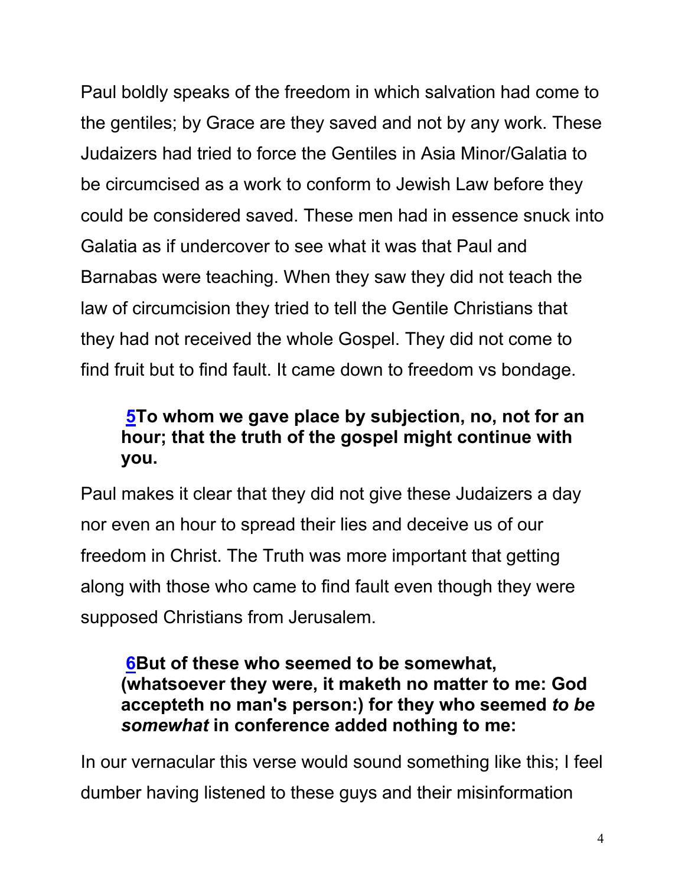Paul boldly speaks of the freedom in which salvation had come to the gentiles; by Grace are they saved and not by any work. These Judaizers had tried to force the Gentiles in Asia Minor/Galatia to be circumcised as a work to conform to Jewish Law before they could be considered saved. These men had in essence snuck into Galatia as if undercover to see what it was that Paul and Barnabas were teaching. When they saw they did not teach the law of circumcision they tried to tell the Gentile Christians that they had not received the whole Gospel. They did not come to find fruit but to find fault. It came down to freedom vs bondage.

> **5To whom we gave place by subjection, no, not for an hour; that the truth of the gospel might continue with you.**

Paul makes it clear that they did not give these Judaizers a day nor even an hour to spread their lies and deceive us of our freedom in Christ. The Truth was more important that getting along with those who came to find fault even though they were supposed Christians from Jerusalem.

> **6But of these who seemed to be somewhat, (whatsoever they were, it maketh no matter to me: God accepteth no man's person:) for they who seemed *to be somewhat* in conference added nothing to me:**

In our vernacular this verse would sound something like this; I feel dumber having listened to these guys and their misinformation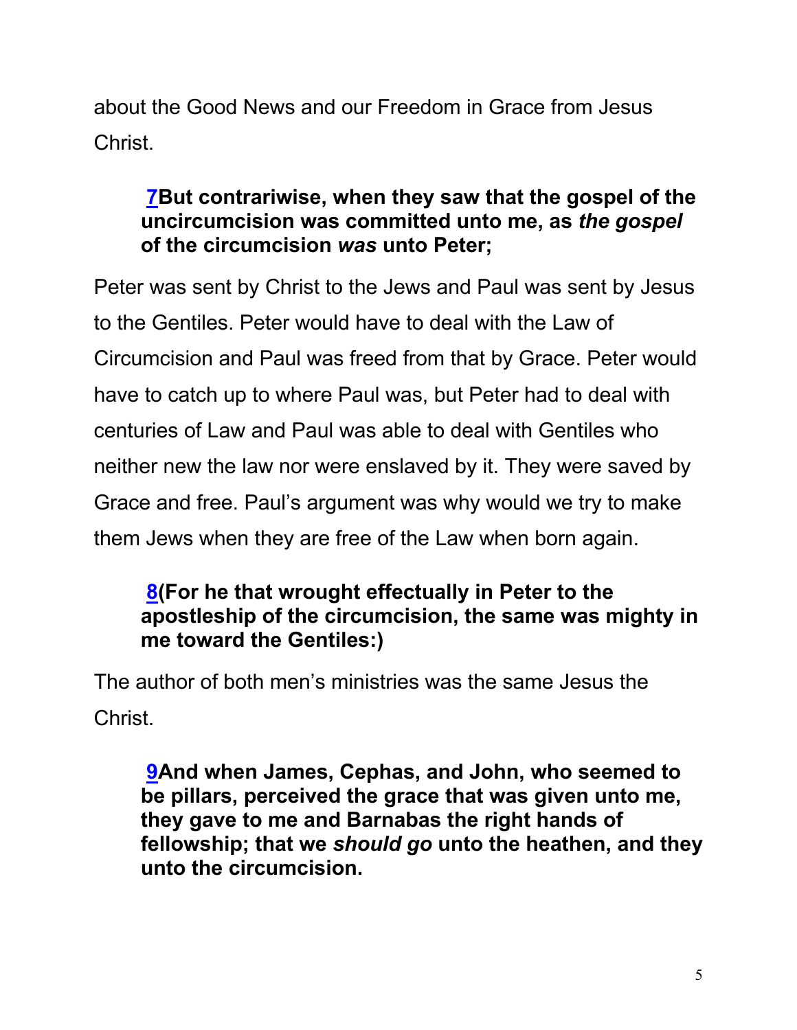about the Good News and our Freedom in Grace from Jesus Christ.

> **7But contrariwise, when they saw that the gospel of the uncircumcision was committed unto me, as *the gospel* of the circumcision *was* unto Peter;**

Peter was sent by Christ to the Jews and Paul was sent by Jesus to the Gentiles. Peter would have to deal with the Law of Circumcision and Paul was freed from that by Grace. Peter would have to catch up to where Paul was, but Peter had to deal with centuries of Law and Paul was able to deal with Gentiles who neither new the law nor were enslaved by it. They were saved by Grace and free. Paul's argument was why would we try to make them Jews when they are free of the Law when born again.

> **8(For he that wrought effectually in Peter to the apostleship of the circumcision, the same was mighty in me toward the Gentiles:)**

The author of both men's ministries was the same Jesus the Christ.

> **9And when James, Cephas, and John, who seemed to be pillars, perceived the grace that was given unto me, they gave to me and Barnabas the right hands of fellowship; that we *should go* unto the heathen, and they unto the circumcision.**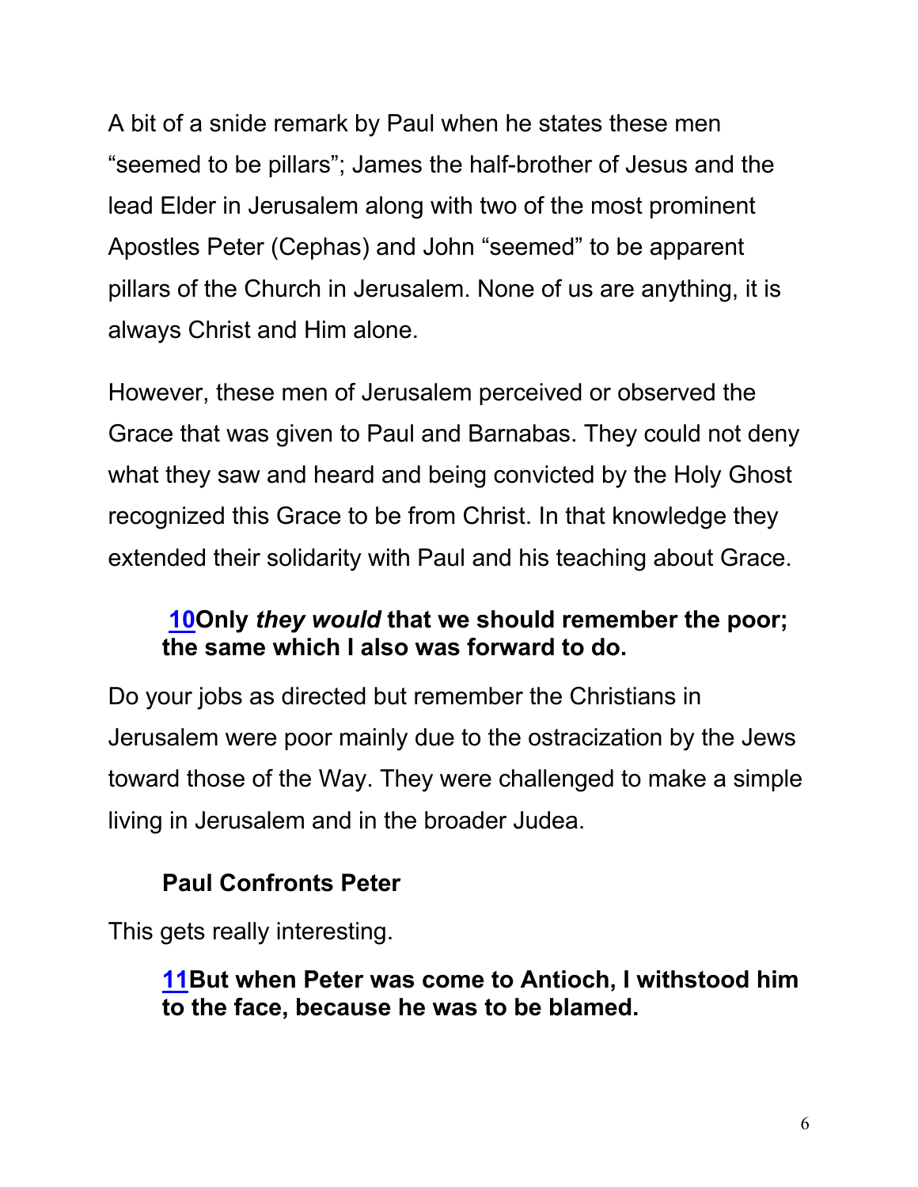A bit of a snide remark by Paul when he states these men "seemed to be pillars"; James the half-brother of Jesus and the lead Elder in Jerusalem along with two of the most prominent Apostles Peter (Cephas) and John "seemed" to be apparent pillars of the Church in Jerusalem. None of us are anything, it is always Christ and Him alone.

However, these men of Jerusalem perceived or observed the Grace that was given to Paul and Barnabas. They could not deny what they saw and heard and being convicted by the Holy Ghost recognized this Grace to be from Christ. In that knowledge they extended their solidarity with Paul and his teaching about Grace.

> **10Only *they would* that we should remember the poor; the same which I also was forward to do.**

Do your jobs as directed but remember the Christians in Jerusalem were poor mainly due to the ostracization by the Jews toward those of the Way. They were challenged to make a simple living in Jerusalem and in the broader Judea.

### Paul Confronts Peter

This gets really interesting.

> **11But when Peter was come to Antioch, I withstood him to the face, because he was to be blamed.**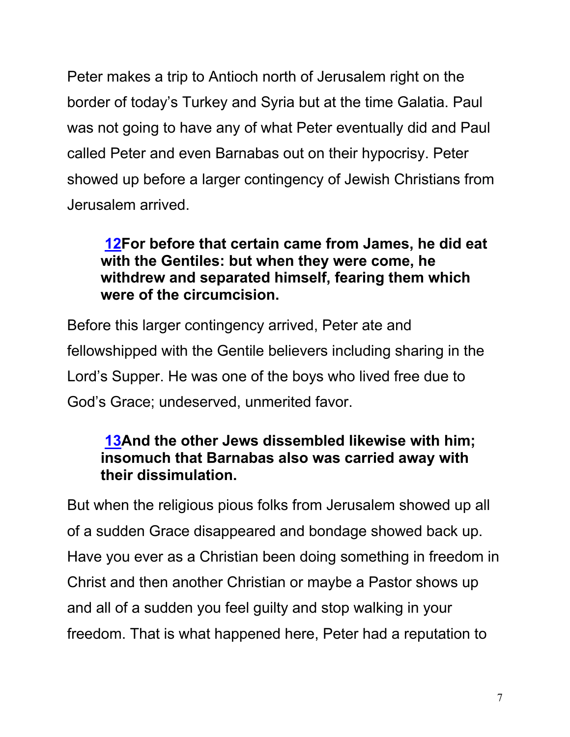Peter makes a trip to Antioch north of Jerusalem right on the border of today's Turkey and Syria but at the time Galatia. Paul was not going to have any of what Peter eventually did and Paul called Peter and even Barnabas out on their hypocrisy. Peter showed up before a larger contingency of Jewish Christians from Jerusalem arrived.

> **12For before that certain came from James, he did eat with the Gentiles: but when they were come, he withdrew and separated himself, fearing them which were of the circumcision.**

Before this larger contingency arrived, Peter ate and fellowshipped with the Gentile believers including sharing in the Lord's Supper. He was one of the boys who lived free due to God's Grace; undeserved, unmerited favor.

> **13And the other Jews dissembled likewise with him; insomuch that Barnabas also was carried away with their dissimulation.**

But when the religious pious folks from Jerusalem showed up all of a sudden Grace disappeared and bondage showed back up. Have you ever as a Christian been doing something in freedom in Christ and then another Christian or maybe a Pastor shows up and all of a sudden you feel guilty and stop walking in your freedom. That is what happened here, Peter had a reputation to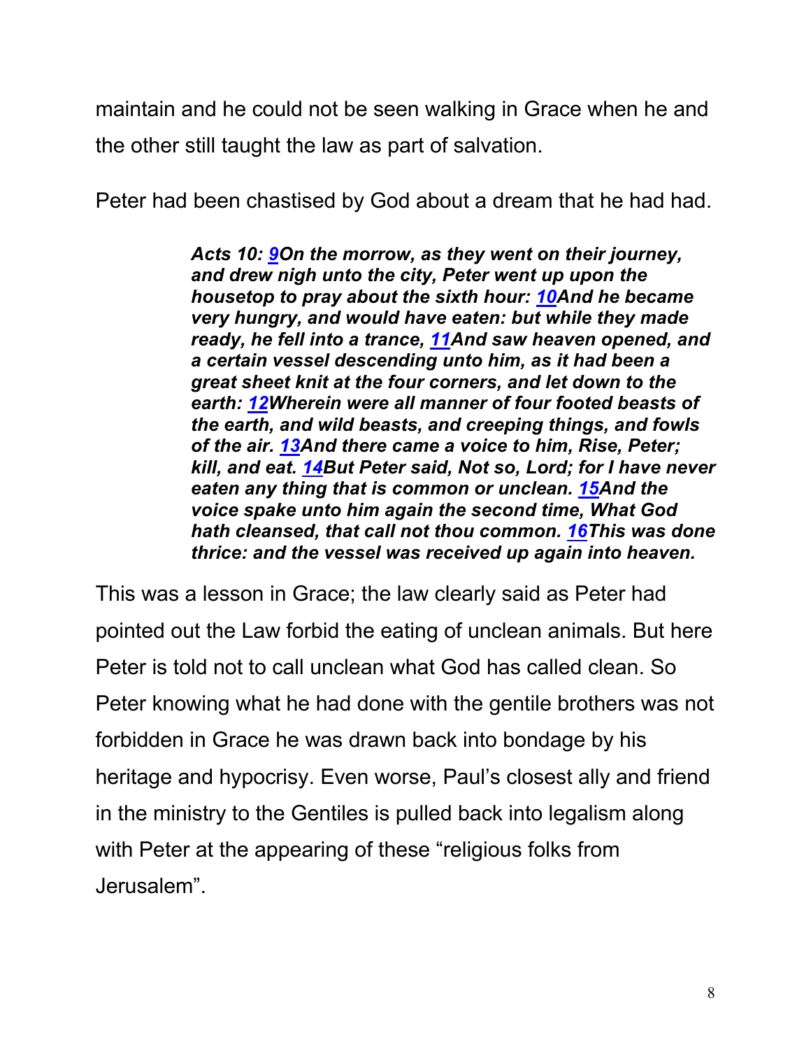maintain and he could not be seen walking in Grace when he and the other still taught the law as part of salvation.

Peter had been chastised by God about a dream that he had had.

> ***Acts 10: 9On the morrow, as they went on their journey, and drew nigh unto the city, Peter went up upon the housetop to pray about the sixth hour: 10And he became very hungry, and would have eaten: but while they made ready, he fell into a trance, 11And saw heaven opened, and a certain vessel descending unto him, as it had been a great sheet knit at the four corners, and let down to the earth: 12Wherein were all manner of four footed beasts of the earth, and wild beasts, and creeping things, and fowls of the air. 13And there came a voice to him, Rise, Peter; kill, and eat. 14But Peter said, Not so, Lord; for I have never eaten any thing that is common or unclean. 15And the voice spake unto him again the second time, What God hath cleansed, that call not thou common. 16This was done thrice: and the vessel was received up again into heaven.***

This was a lesson in Grace; the law clearly said as Peter had pointed out the Law forbid the eating of unclean animals. But here Peter is told not to call unclean what God has called clean. So Peter knowing what he had done with the gentile brothers was not forbidden in Grace he was drawn back into bondage by his heritage and hypocrisy. Even worse, Paul's closest ally and friend in the ministry to the Gentiles is pulled back into legalism along with Peter at the appearing of these "religious folks from Jerusalem".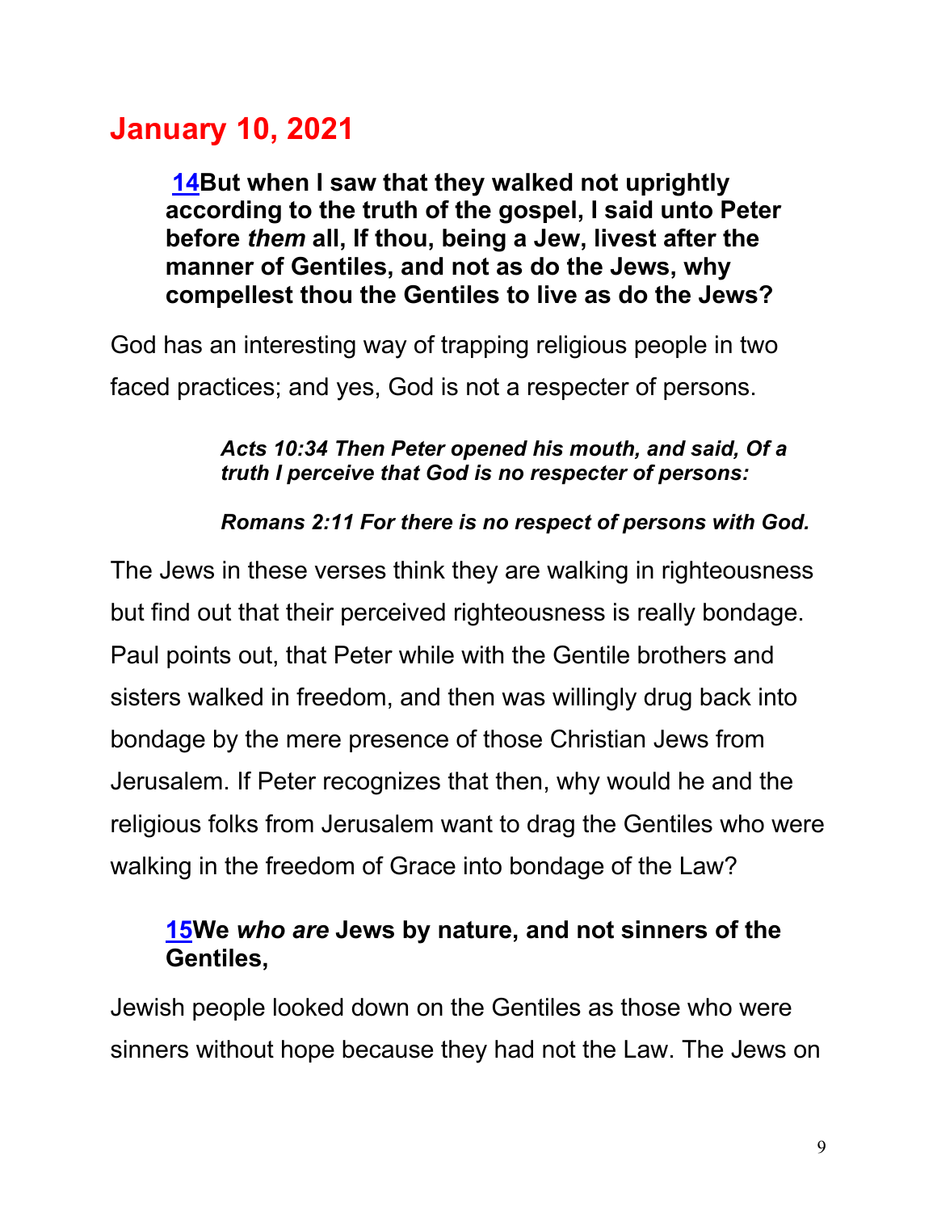## January 10, 2021

> **[14](#)But when I saw that they walked not uprightly according to the truth of the gospel, I said unto Peter before *them* all, If thou, being a Jew, livest after the manner of Gentiles, and not as do the Jews, why compellest thou the Gentiles to live as do the Jews?**

God has an interesting way of trapping religious people in two faced practices; and yes, God is not a respecter of persons.

> ***Acts 10:34 Then Peter opened his mouth, and said, Of a truth I perceive that God is no respecter of persons:***
>
> ***Romans 2:11 For there is no respect of persons with God.***

The Jews in these verses think they are walking in righteousness but find out that their perceived righteousness is really bondage. Paul points out, that Peter while with the Gentile brothers and sisters walked in freedom, and then was willingly drug back into bondage by the mere presence of those Christian Jews from Jerusalem. If Peter recognizes that then, why would he and the religious folks from Jerusalem want to drag the Gentiles who were walking in the freedom of Grace into bondage of the Law?

> **[15](#)We *who are* Jews by nature, and not sinners of the Gentiles,**

Jewish people looked down on the Gentiles as those who were sinners without hope because they had not the Law. The Jews on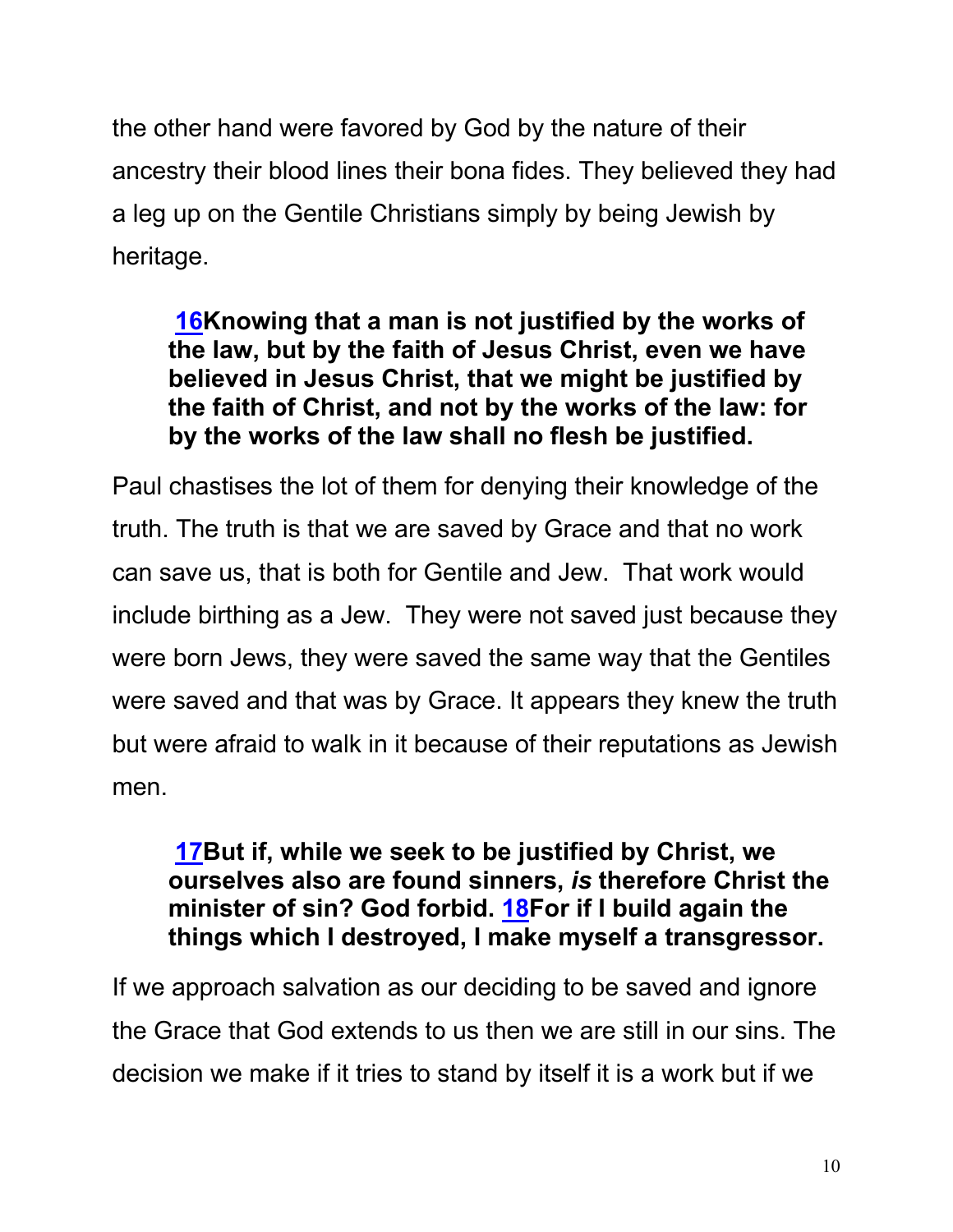the other hand were favored by God by the nature of their ancestry their blood lines their bona fides. They believed they had a leg up on the Gentile Christians simply by being Jewish by heritage.

> **16Knowing that a man is not justified by the works of the law, but by the faith of Jesus Christ, even we have believed in Jesus Christ, that we might be justified by the faith of Christ, and not by the works of the law: for by the works of the law shall no flesh be justified.**

Paul chastises the lot of them for denying their knowledge of the truth. The truth is that we are saved by Grace and that no work can save us, that is both for Gentile and Jew. That work would include birthing as a Jew. They were not saved just because they were born Jews, they were saved the same way that the Gentiles were saved and that was by Grace. It appears they knew the truth but were afraid to walk in it because of their reputations as Jewish men.

> **17But if, while we seek to be justified by Christ, we ourselves also are found sinners, *is* therefore Christ the minister of sin? God forbid. 18For if I build again the things which I destroyed, I make myself a transgressor.**

If we approach salvation as our deciding to be saved and ignore the Grace that God extends to us then we are still in our sins. The decision we make if it tries to stand by itself it is a work but if we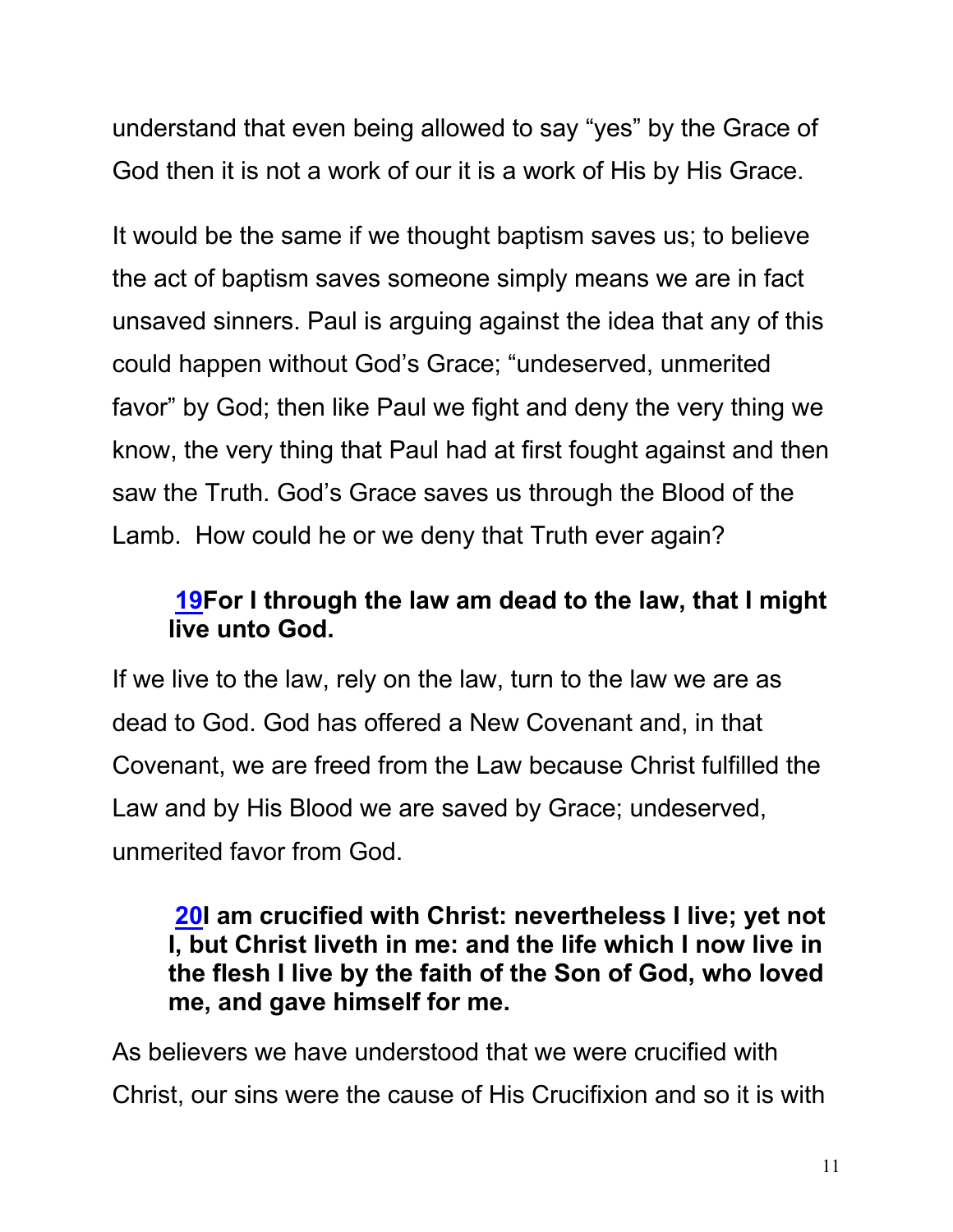understand that even being allowed to say "yes" by the Grace of God then it is not a work of our it is a work of His by His Grace.

It would be the same if we thought baptism saves us; to believe the act of baptism saves someone simply means we are in fact unsaved sinners. Paul is arguing against the idea that any of this could happen without God's Grace; "undeserved, unmerited favor" by God; then like Paul we fight and deny the very thing we know, the very thing that Paul had at first fought against and then saw the Truth. God's Grace saves us through the Blood of the Lamb. How could he or we deny that Truth ever again?

> **19For I through the law am dead to the law, that I might live unto God.**

If we live to the law, rely on the law, turn to the law we are as dead to God. God has offered a New Covenant and, in that Covenant, we are freed from the Law because Christ fulfilled the Law and by His Blood we are saved by Grace; undeserved, unmerited favor from God.

> **20I am crucified with Christ: nevertheless I live; yet not I, but Christ liveth in me: and the life which I now live in the flesh I live by the faith of the Son of God, who loved me, and gave himself for me.**

As believers we have understood that we were crucified with Christ, our sins were the cause of His Crucifixion and so it is with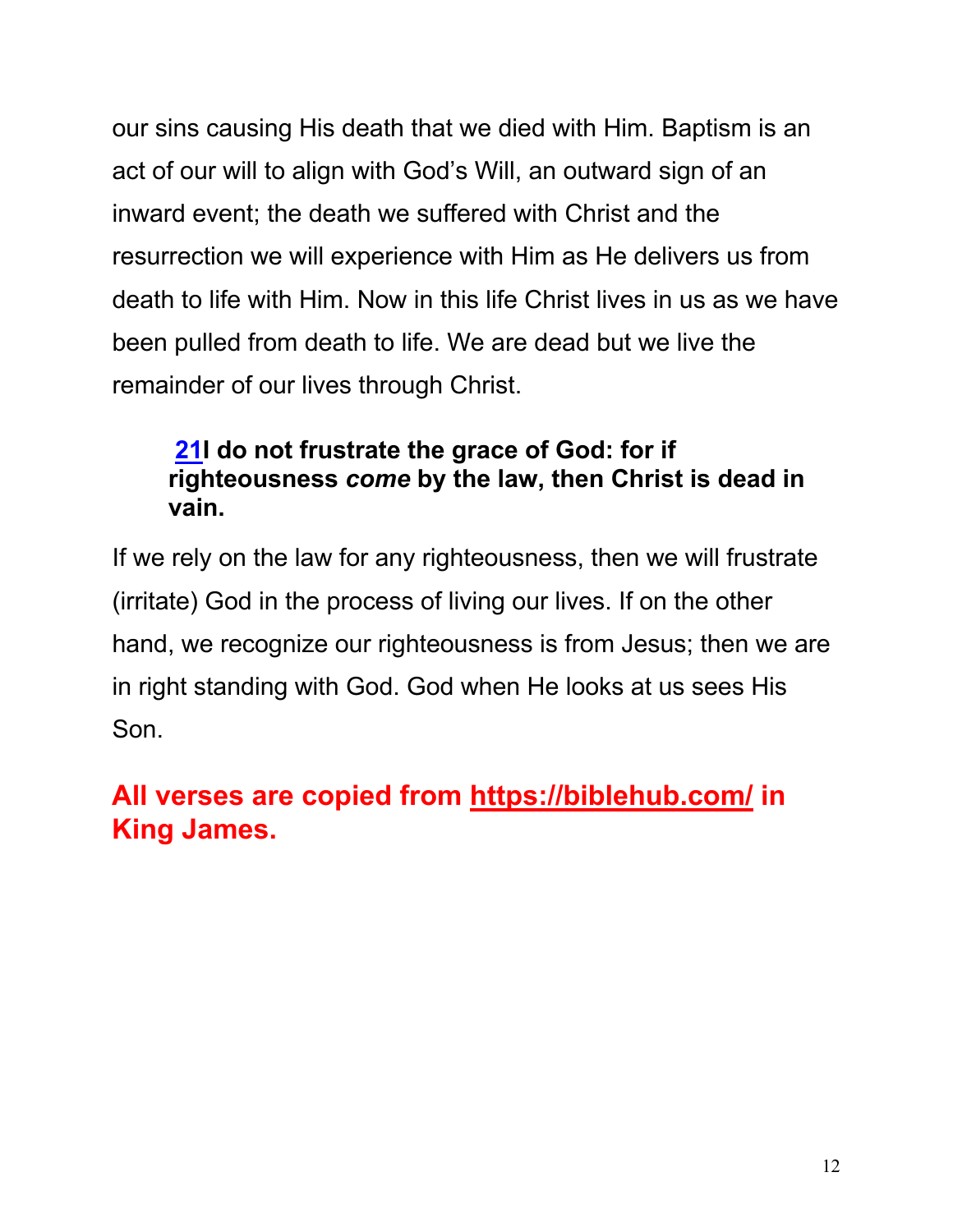our sins causing His death that we died with Him. Baptism is an act of our will to align with God's Will, an outward sign of an inward event; the death we suffered with Christ and the resurrection we will experience with Him as He delivers us from death to life with Him. Now in this life Christ lives in us as we have been pulled from death to life. We are dead but we live the remainder of our lives through Christ.

> **[21](#)I do not frustrate the grace of God: for if righteousness *come* by the law, then Christ is dead in vain.**

If we rely on the law for any righteousness, then we will frustrate (irritate) God in the process of living our lives. If on the other hand, we recognize our righteousness is from Jesus; then we are in right standing with God. God when He looks at us sees His Son.

**All verses are copied from [https://biblehub.com/](https://biblehub.com/) in King James.**